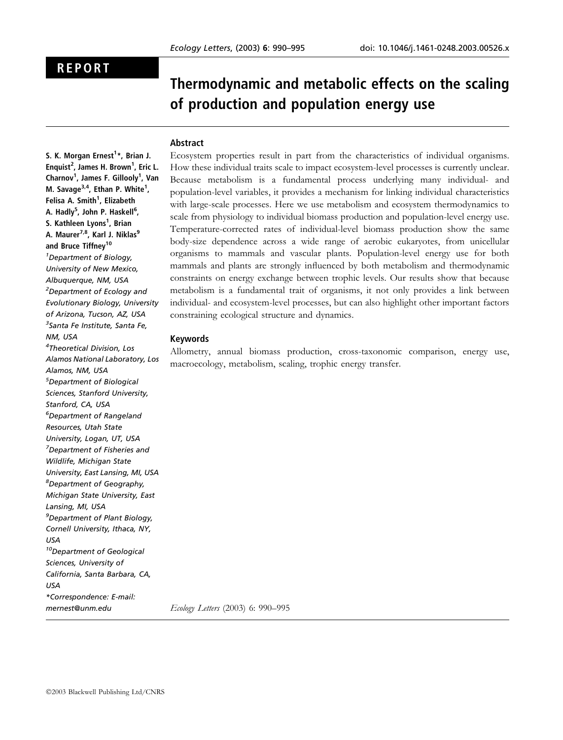REPORT

# Thermodynamic and metabolic effects on the scaling of production and population energy use

S. K. Morgan Ernest[1]*, Brian J. Enquist[2], James H. Brown[1], Eric L. Charnov[1], James F. Gillooly[1], Van M. Savage[3,4], Ethan P. White[1], Felisa A. Smith[1], Elizabeth A. Hadly[5], John P. Haskell[6], S. Kathleen Lyons[1], Brian A. Maurer[7,8], Karl J. Niklas[9] and Bruce Tiffney[10]

[1]Department of Biology, University of New Mexico, Albuquerque, NM, USA
[2]Department of Ecology and Evolutionary Biology, University of Arizona, Tucson, AZ, USA
[3]Santa Fe Institute, Santa Fe, NM, USA
[4]Theoretical Division, Los Alamos National Laboratory, Los Alamos, NM, USA
[5]Department of Biological Sciences, Stanford University, Stanford, CA, USA
[6]Department of Rangeland Resources, Utah State University, Logan, UT, USA
[7]Department of Fisheries and Wildlife, Michigan State University, East Lansing, MI, USA
[8]Department of Geography, Michigan State University, East Lansing, MI, USA
[9]Department of Plant Biology, Cornell University, Ithaca, NY, USA
[10]Department of Geological Sciences, University of California, Santa Barbara, CA, USA
*Correspondence: E-mail: mernest@unm.edu

## Abstract

Ecosystem properties result in part from the characteristics of individual organisms. How these individual traits scale to impact ecosystem-level processes is currently unclear. Because metabolism is a fundamental process underlying many individual- and population-level variables, it provides a mechanism for linking individual characteristics with large-scale processes. Here we use metabolism and ecosystem thermodynamics to scale from physiology to individual biomass production and population-level energy use. Temperature-corrected rates of individual-level biomass production show the same body-size dependence across a wide range of aerobic eukaryotes, from unicellular organisms to mammals and vascular plants. Population-level energy use for both mammals and plants are strongly influenced by both metabolism and thermodynamic constraints on energy exchange between trophic levels. Our results show that because metabolism is a fundamental trait of organisms, it not only provides a link between individual- and ecosystem-level processes, but can also highlight other important factors constraining ecological structure and dynamics.

## Keywords

Allometry, annual biomass production, cross-taxonomic comparison, energy use, macroecology, metabolism, scaling, trophic energy transfer.

*Ecology Letters* (2003) 6: 990–995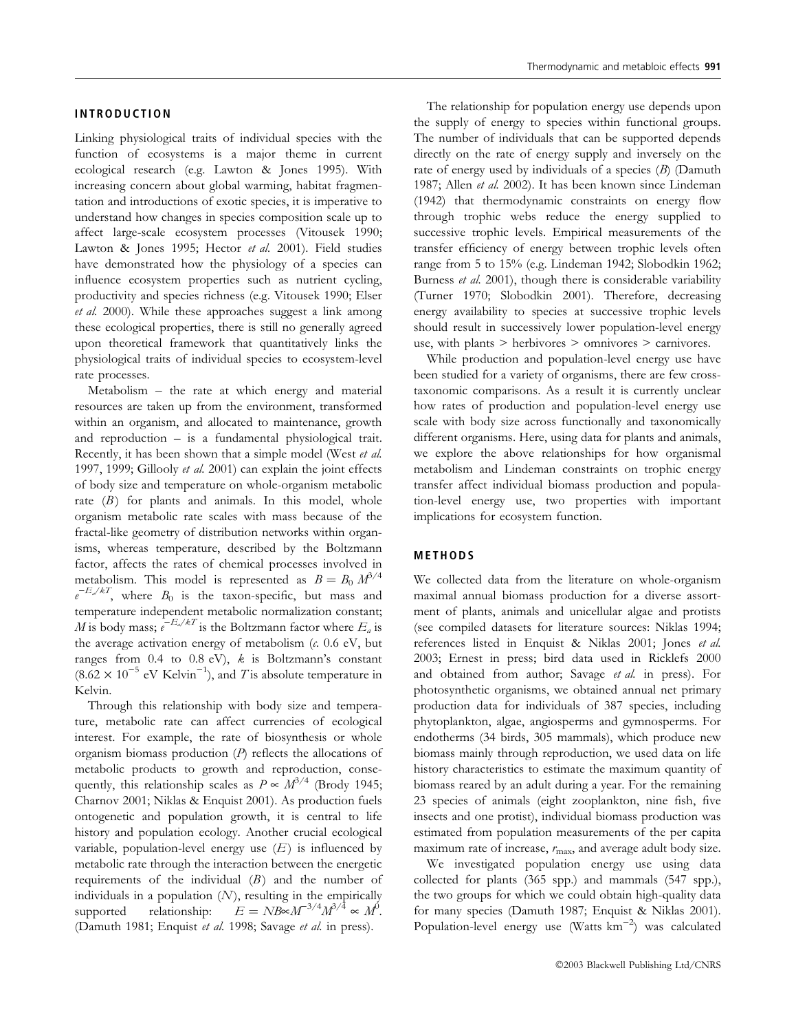## INTRODUCTION

Linking physiological traits of individual species with the function of ecosystems is a major theme in current ecological research (e.g. Lawton & Jones 1995). With increasing concern about global warming, habitat fragmentation and introductions of exotic species, it is imperative to understand how changes in species composition scale up to affect large-scale ecosystem processes (Vitousek 1990; Lawton & Jones 1995; Hector *et al.* 2001). Field studies have demonstrated how the physiology of a species can influence ecosystem properties such as nutrient cycling, productivity and species richness (e.g. Vitousek 1990; Elser *et al.* 2000). While these approaches suggest a link among these ecological properties, there is still no generally agreed upon theoretical framework that quantitatively links the physiological traits of individual species to ecosystem-level rate processes.

Metabolism – the rate at which energy and material resources are taken up from the environment, transformed within an organism, and allocated to maintenance, growth and reproduction – is a fundamental physiological trait. Recently, it has been shown that a simple model (West *et al.* 1997, 1999; Gillooly *et al.* 2001) can explain the joint effects of body size and temperature on whole-organism metabolic rate ($B$) for plants and animals. In this model, whole organism metabolic rate scales with mass because of the fractal-like geometry of distribution networks within organisms, whereas temperature, described by the Boltzmann factor, affects the rates of chemical processes involved in metabolism. This model is represented as $B = B_0 M^{3/4} e^{-E_a/kT}$, where $B_0$ is the taxon-specific, but mass and temperature independent metabolic normalization constant; $M$ is body mass; $e^{-E_a/kT}$ is the Boltzmann factor where $E_a$ is the average activation energy of metabolism (*c.* 0.6 eV, but ranges from 0.4 to 0.8 eV), $k$ is Boltzmann's constant ($8.62 \times 10^{-5}$ eV Kelvin$^{-1}$), and $T$ is absolute temperature in Kelvin.

Through this relationship with body size and temperature, metabolic rate can affect currencies of ecological interest. For example, the rate of biosynthesis or whole organism biomass production ($P$) reflects the allocations of metabolic products to growth and reproduction, consequently, this relationship scales as $P \propto M^{3/4}$ (Brody 1945; Charnov 2001; Niklas & Enquist 2001). As production fuels ontogenetic and population growth, it is central to life history and population ecology. Another crucial ecological variable, population-level energy use ($E$) is influenced by metabolic rate through the interaction between the energetic requirements of the individual ($B$) and the number of individuals in a population ($N$), resulting in the empirically supported relationship: $E = NB \propto M^{-3/4}M^{3/4} \propto M^0$. (Damuth 1981; Enquist *et al.* 1998; Savage *et al.* in press).

The relationship for population energy use depends upon the supply of energy to species within functional groups. The number of individuals that can be supported depends directly on the rate of energy supply and inversely on the rate of energy used by individuals of a species ($B$) (Damuth 1987; Allen *et al.* 2002). It has been known since Lindeman (1942) that thermodynamic constraints on energy flow through trophic webs reduce the energy supplied to successive trophic levels. Empirical measurements of the transfer efficiency of energy between trophic levels often range from 5 to 15% (e.g. Lindeman 1942; Slobodkin 1962; Burness *et al.* 2001), though there is considerable variability (Turner 1970; Slobodkin 2001). Therefore, decreasing energy availability to species at successive trophic levels should result in successively lower population-level energy use, with plants > herbivores > omnivores > carnivores.

While production and population-level energy use have been studied for a variety of organisms, there are few cross-taxonomic comparisons. As a result it is currently unclear how rates of production and population-level energy use scale with body size across functionally and taxonomically different organisms. Here, using data for plants and animals, we explore the above relationships for how organismal metabolism and Lindeman constraints on trophic energy transfer affect individual biomass production and population-level energy use, two properties with important implications for ecosystem function.

## METHODS

We collected data from the literature on whole-organism maximal annual biomass production for a diverse assortment of plants, animals and unicellular algae and protists (see compiled datasets for literature sources: Niklas 1994; references listed in Enquist & Niklas 2001; Jones *et al.* 2003; Ernest in press; bird data used in Ricklefs 2000 and obtained from author; Savage *et al.* in press). For photosynthetic organisms, we obtained annual net primary production data for individuals of 387 species, including phytoplankton, algae, angiosperms and gymnosperms. For endotherms (34 birds, 305 mammals), which produce new biomass mainly through reproduction, we used data on life history characteristics to estimate the maximum quantity of biomass reared by an adult during a year. For the remaining 23 species of animals (eight zooplankton, nine fish, five insects and one protist), individual biomass production was estimated from population measurements of the per capita maximum rate of increase, $r_{max}$, and average adult body size.

We investigated population energy use using data collected for plants (365 spp.) and mammals (547 spp.), the two groups for which we could obtain high-quality data for many species (Damuth 1987; Enquist & Niklas 2001). Population-level energy use (Watts km$^{-2}$) was calculated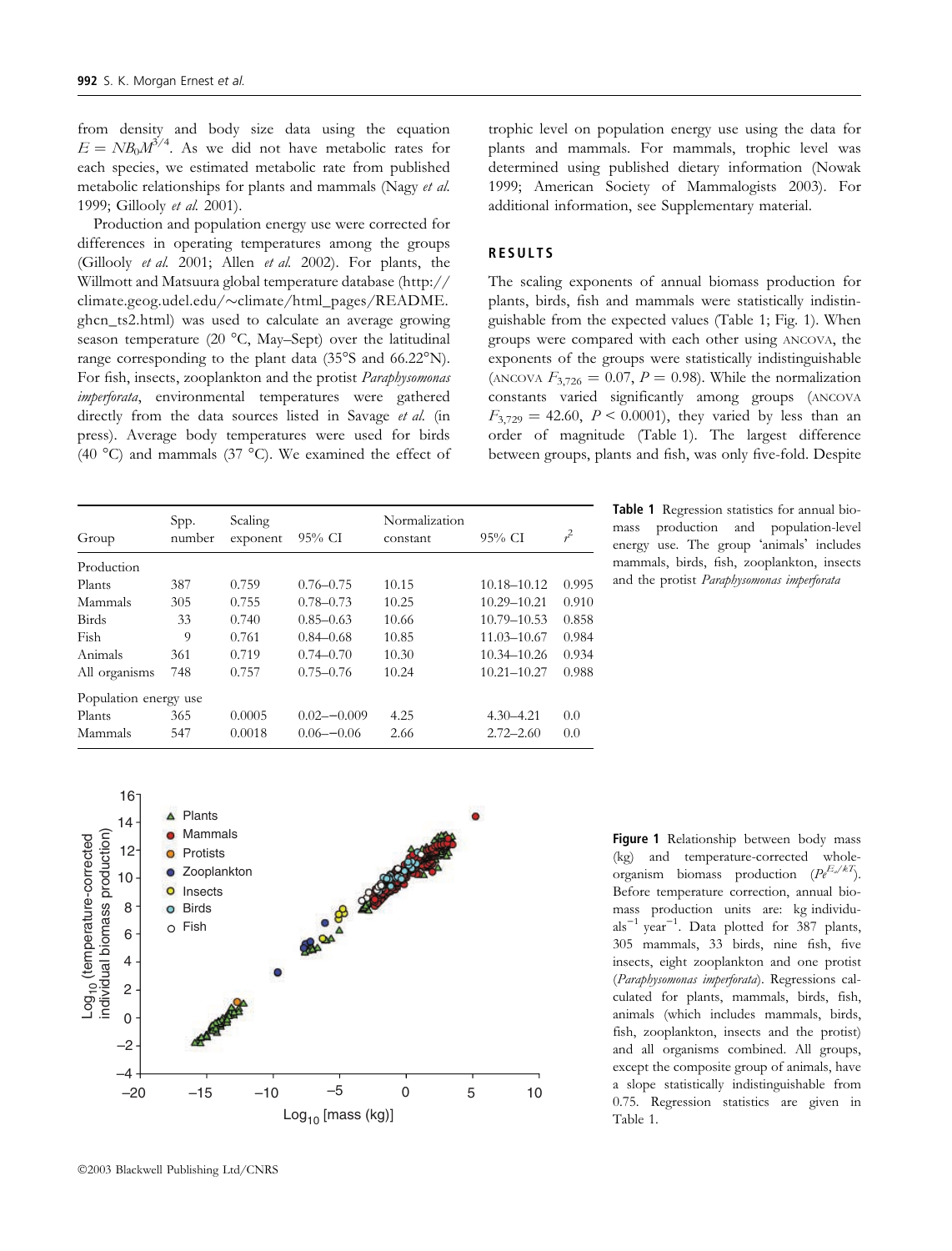from density and body size data using the equation $E = NB_0M^{3/4}$. As we did not have metabolic rates for each species, we estimated metabolic rate from published metabolic relationships for plants and mammals (Nagy *et al.* 1999; Gillooly *et al.* 2001).

Production and population energy use were corrected for differences in operating temperatures among the groups (Gillooly *et al.* 2001; Allen *et al.* 2002). For plants, the Willmott and Matsuura global temperature database (http://climate.geog.udel.edu/~climate/html_pages/README.ghcn_ts2.html) was used to calculate an average growing season temperature (20 °C, May–Sept) over the latitudinal range corresponding to the plant data (35°S and 66.22°N). For fish, insects, zooplankton and the protist *Paraphysomonas imperforata*, environmental temperatures were gathered directly from the data sources listed in Savage *et al.* (in press). Average body temperatures were used for birds (40 °C) and mammals (37 °C). We examined the effect of trophic level on population energy use using the data for plants and mammals. For mammals, trophic level was determined using published dietary information (Nowak 1999; American Society of Mammalogists 2003). For additional information, see Supplementary material.

## RESULTS

The scaling exponents of annual biomass production for plants, birds, fish and mammals were statistically indistinguishable from the expected values (Table 1; Fig. 1). When groups were compared with each other using ANCOVA, the exponents of the groups were statistically indistinguishable (ANCOVA $F_{3,726} = 0.07$, $P = 0.98$). While the normalization constants varied significantly among groups (ANCOVA $F_{3,729} = 42.60$, $P < 0.0001$), they varied by less than an order of magnitude (Table 1). The largest difference between groups, plants and fish, was only five-fold. Despite

| Group | Spp. number | Scaling exponent | 95% CI | Normalization constant | 95% CI | $r^2$ |
|---|---|---|---|---|---|---|
| Production | | | | | | |
| Plants | 387 | 0.759 | 0.76–0.75 | 10.15 | 10.18–10.12 | 0.995 |
| Mammals | 305 | 0.755 | 0.78–0.73 | 10.25 | 10.29–10.21 | 0.910 |
| Birds | 33 | 0.740 | 0.85–0.63 | 10.66 | 10.79–10.53 | 0.858 |
| Fish | 9 | 0.761 | 0.84–0.68 | 10.85 | 11.03–10.67 | 0.984 |
| Animals | 361 | 0.719 | 0.74–0.70 | 10.30 | 10.34–10.26 | 0.934 |
| All organisms | 748 | 0.757 | 0.75–0.76 | 10.24 | 10.21–10.27 | 0.988 |
| Population energy use | | | | | | |
| Plants | 365 | 0.0005 | 0.02–−0.009 | 4.25 | 4.30–4.21 | 0.0 |
| Mammals | 547 | 0.0018 | 0.06–−0.06 | 2.66 | 2.72–2.60 | 0.0 |

**Table 1** Regression statistics for annual biomass production and population-level energy use. The group 'animals' includes mammals, birds, fish, zooplankton, insects and the protist *Paraphysomonas imperforata*

**Figure 1** Relationship between body mass (kg) and temperature-corrected whole-organism biomass production ($Pe^{E_a/kT}$). Before temperature correction, annual biomass production units are: kg individuals$^{-1}$ year$^{-1}$. Data plotted for 387 plants, 305 mammals, 33 birds, nine fish, five insects, eight zooplankton and one protist (*Paraphysomonas imperforata*). Regressions calculated for plants, mammals, birds, fish, animals (which includes mammals, birds, fish, zooplankton, insects and the protist) and all organisms combined. All groups, except the composite group of animals, have a slope statistically indistinguishable from 0.75. Regression statistics are given in Table 1.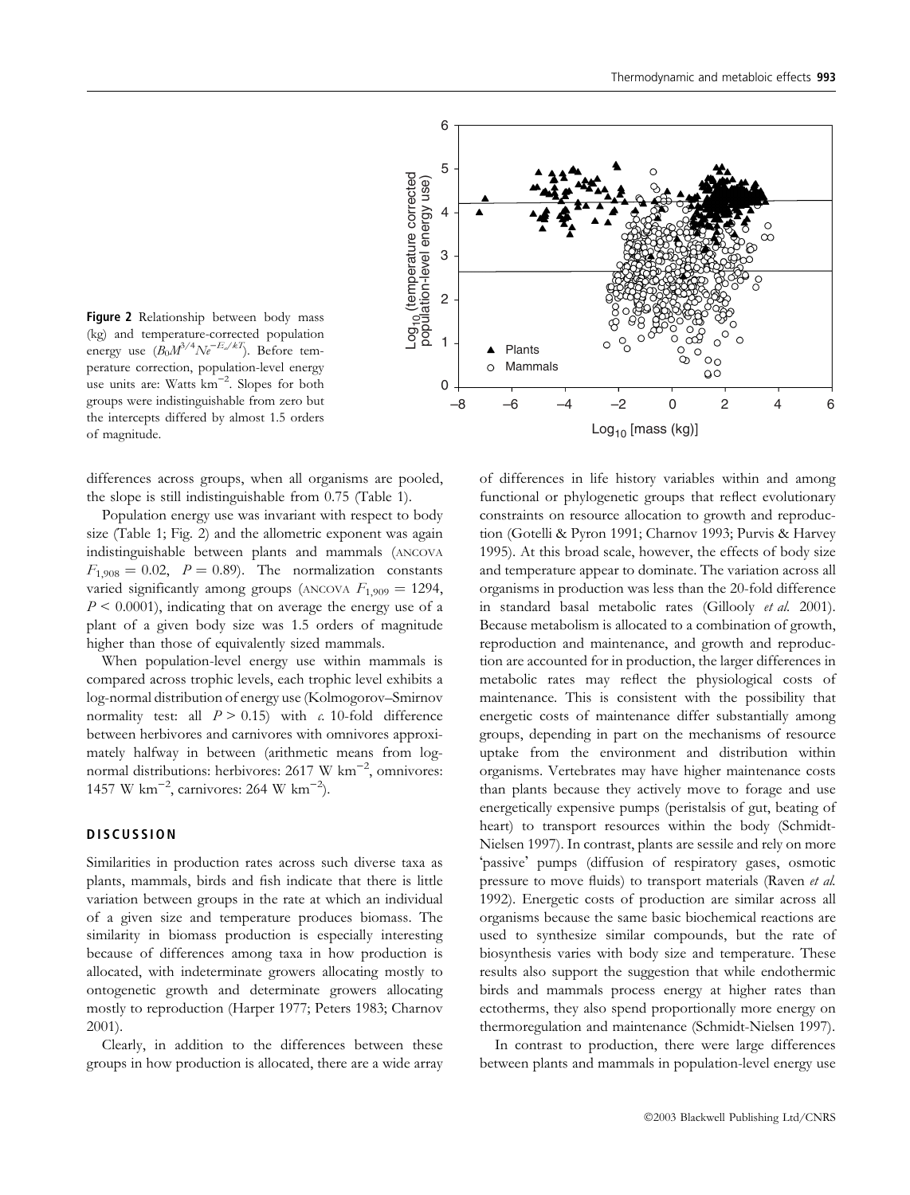**Figure 2** Relationship between body mass (kg) and temperature-corrected population energy use ($B_0M^{3/4}Ne^{-E_a/kT}$). Before temperature correction, population-level energy use units are: Watts km$^{-2}$. Slopes for both groups were indistinguishable from zero but the intercepts differed by almost 1.5 orders of magnitude.

differences across groups, when all organisms are pooled, the slope is still indistinguishable from 0.75 (Table 1).

Population energy use was invariant with respect to body size (Table 1; Fig. 2) and the allometric exponent was again indistinguishable between plants and mammals (ANCOVA $F_{1,908} = 0.02$, $P = 0.89$). The normalization constants varied significantly among groups (ANCOVA $F_{1,909} = 1294$, $P < 0.0001$), indicating that on average the energy use of a plant of a given body size was 1.5 orders of magnitude higher than those of equivalently sized mammals.

When population-level energy use within mammals is compared across trophic levels, each trophic level exhibits a log-normal distribution of energy use (Kolmogorov–Smirnov normality test: all $P > 0.15$) with *c.* 10-fold difference between herbivores and carnivores with omnivores approximately halfway in between (arithmetic means from log-normal distributions: herbivores: 2617 W km$^{-2}$, omnivores: 1457 W km$^{-2}$, carnivores: 264 W km$^{-2}$).

## DISCUSSION

Similarities in production rates across such diverse taxa as plants, mammals, birds and fish indicate that there is little variation between groups in the rate at which an individual of a given size and temperature produces biomass. The similarity in biomass production is especially interesting because of differences among taxa in how production is allocated, with indeterminate growers allocating mostly to ontogenetic growth and determinate growers allocating mostly to reproduction (Harper 1977; Peters 1983; Charnov 2001).

Clearly, in addition to the differences between these groups in how production is allocated, there are a wide array of differences in life history variables within and among functional or phylogenetic groups that reflect evolutionary constraints on resource allocation to growth and reproduction (Gotelli & Pyron 1991; Charnov 1993; Purvis & Harvey 1995). At this broad scale, however, the effects of body size and temperature appear to dominate. The variation across all organisms in production was less than the 20-fold difference in standard basal metabolic rates (Gillooly *et al.* 2001). Because metabolism is allocated to a combination of growth, reproduction and maintenance, and growth and reproduction are accounted for in production, the larger differences in metabolic rates may reflect the physiological costs of maintenance. This is consistent with the possibility that energetic costs of maintenance differ substantially among groups, depending in part on the mechanisms of resource uptake from the environment and distribution within organisms. Vertebrates may have higher maintenance costs than plants because they actively move to forage and use energetically expensive pumps (peristalsis of gut, beating of heart) to transport resources within the body (Schmidt-Nielsen 1997). In contrast, plants are sessile and rely on more 'passive' pumps (diffusion of respiratory gases, osmotic pressure to move fluids) to transport materials (Raven *et al.* 1992). Energetic costs of production are similar across all organisms because the same basic biochemical reactions are used to synthesize similar compounds, but the rate of biosynthesis varies with body size and temperature. These results also support the suggestion that while endothermic birds and mammals process energy at higher rates than ectotherms, they also spend proportionally more energy on thermoregulation and maintenance (Schmidt-Nielsen 1997).

In contrast to production, there were large differences between plants and mammals in population-level energy use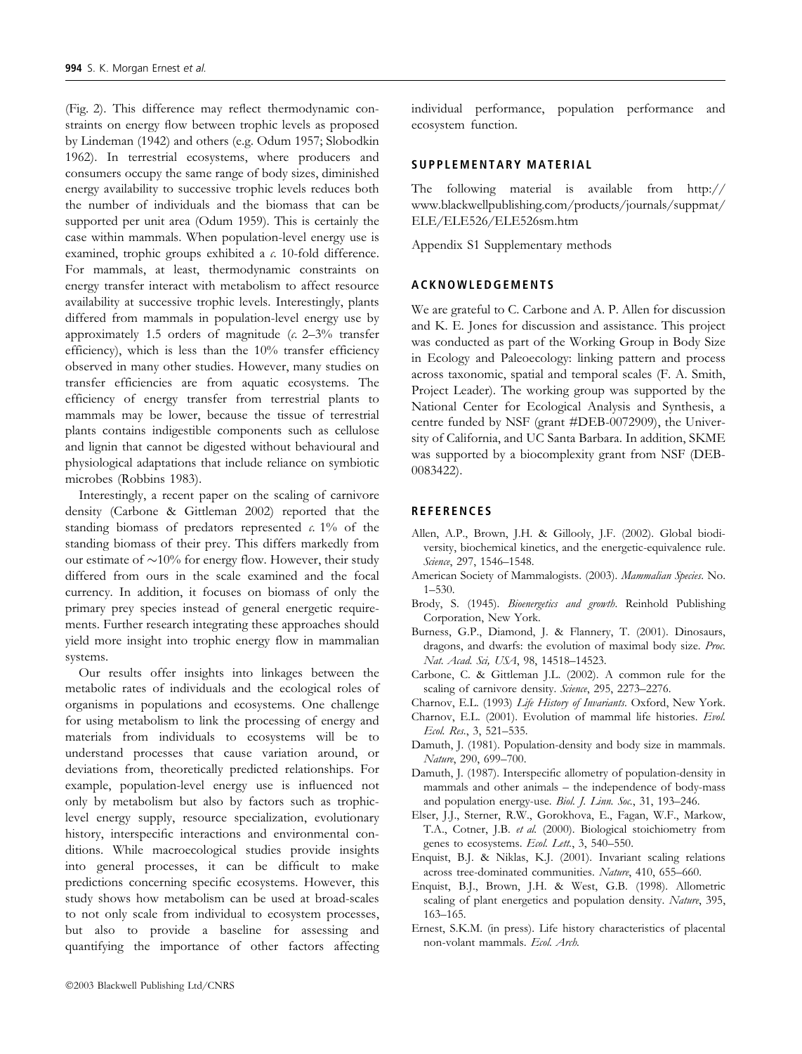(Fig. 2). This difference may reflect thermodynamic constraints on energy flow between trophic levels as proposed by Lindeman (1942) and others (e.g. Odum 1957; Slobodkin 1962). In terrestrial ecosystems, where producers and consumers occupy the same range of body sizes, diminished energy availability to successive trophic levels reduces both the number of individuals and the biomass that can be supported per unit area (Odum 1959). This is certainly the case within mammals. When population-level energy use is examined, trophic groups exhibited a *c.* 10-fold difference. For mammals, at least, thermodynamic constraints on energy transfer interact with metabolism to affect resource availability at successive trophic levels. Interestingly, plants differed from mammals in population-level energy use by approximately 1.5 orders of magnitude (*c.* 2–3% transfer efficiency), which is less than the 10% transfer efficiency observed in many other studies. However, many studies on transfer efficiencies are from aquatic ecosystems. The efficiency of energy transfer from terrestrial plants to mammals may be lower, because the tissue of terrestrial plants contains indigestible components such as cellulose and lignin that cannot be digested without behavioural and physiological adaptations that include reliance on symbiotic microbes (Robbins 1983).

Interestingly, a recent paper on the scaling of carnivore density (Carbone & Gittleman 2002) reported that the standing biomass of predators represented *c.* 1% of the standing biomass of their prey. This differs markedly from our estimate of ~10% for energy flow. However, their study differed from ours in the scale examined and the focal currency. In addition, it focuses on biomass of only the primary prey species instead of general energetic requirements. Further research integrating these approaches should yield more insight into trophic energy flow in mammalian systems.

Our results offer insights into linkages between the metabolic rates of individuals and the ecological roles of organisms in populations and ecosystems. One challenge for using metabolism to link the processing of energy and materials from individuals to ecosystems will be to understand processes that cause variation around, or deviations from, theoretically predicted relationships. For example, population-level energy use is influenced not only by metabolism but also by factors such as trophic-level energy supply, resource specialization, evolutionary history, interspecific interactions and environmental conditions. While macroecological studies provide insights into general processes, it can be difficult to make predictions concerning specific ecosystems. However, this study shows how metabolism can be used at broad-scales to not only scale from individual to ecosystem processes, but also to provide a baseline for assessing and quantifying the importance of other factors affecting individual performance, population performance and ecosystem function.

## SUPPLEMENTARY MATERIAL

The following material is available from http://www.blackwellpublishing.com/products/journals/suppmat/ELE/ELE526/ELE526sm.htm

Appendix S1 Supplementary methods

## ACKNOWLEDGEMENTS

We are grateful to C. Carbone and A. P. Allen for discussion and K. E. Jones for discussion and assistance. This project was conducted as part of the Working Group in Body Size in Ecology and Paleoecology: linking pattern and process across taxonomic, spatial and temporal scales (F. A. Smith, Project Leader). The working group was supported by the National Center for Ecological Analysis and Synthesis, a centre funded by NSF (grant #DEB-0072909), the University of California, and UC Santa Barbara. In addition, SKME was supported by a biocomplexity grant from NSF (DEB-0083422).

## REFERENCES

Allen, A.P., Brown, J.H. & Gillooly, J.F. (2002). Global biodiversity, biochemical kinetics, and the energetic-equivalence rule. *Science*, 297, 1546–1548.

American Society of Mammalogists. (2003). *Mammalian Species*. No. 1–530.

Brody, S. (1945). *Bioenergetics and growth*. Reinhold Publishing Corporation, New York.

Burness, G.P., Diamond, J. & Flannery, T. (2001). Dinosaurs, dragons, and dwarfs: the evolution of maximal body size. *Proc. Nat. Acad. Sci, USA*, 98, 14518–14523.

Carbone, C. & Gittleman J.L. (2002). A common rule for the scaling of carnivore density. *Science*, 295, 2273–2276.

Charnov, E.L. (1993) *Life History of Invariants*. Oxford, New York.

Charnov, E.L. (2001). Evolution of mammal life histories. *Evol. Ecol. Res.*, 3, 521–535.

Damuth, J. (1981). Population-density and body size in mammals. *Nature*, 290, 699–700.

Damuth, J. (1987). Interspecific allometry of population-density in mammals and other animals – the independence of body-mass and population energy-use. *Biol. J. Linn. Soc.*, 31, 193–246.

Elser, J.J., Sterner, R.W., Gorokhova, E., Fagan, W.F., Markow, T.A., Cotner, J.B. *et al.* (2000). Biological stoichiometry from genes to ecosystems. *Ecol. Lett.*, 3, 540–550.

Enquist, B.J. & Niklas, K.J. (2001). Invariant scaling relations across tree-dominated communities. *Nature*, 410, 655–660.

Enquist, B.J., Brown, J.H. & West, G.B. (1998). Allometric scaling of plant energetics and population density. *Nature*, 395, 163–165.

Ernest, S.K.M. (in press). Life history characteristics of placental non-volant mammals. *Ecol. Arch.*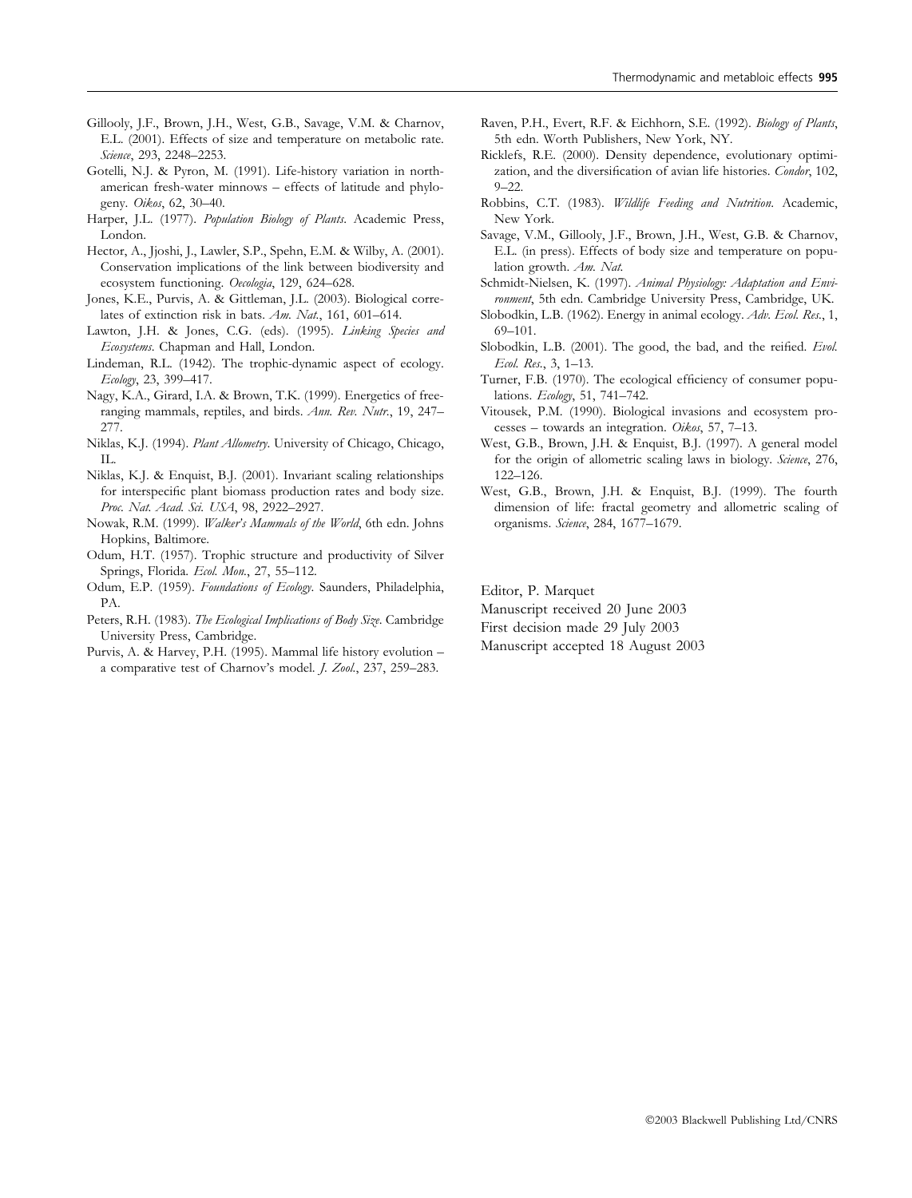Gillooly, J.F., Brown, J.H., West, G.B., Savage, V.M. & Charnov, E.L. (2001). Effects of size and temperature on metabolic rate. *Science*, 293, 2248–2253.

Gotelli, N.J. & Pyron, M. (1991). Life-history variation in north-american fresh-water minnows – effects of latitude and phylogeny. *Oikos*, 62, 30–40.

Harper, J.L. (1977). *Population Biology of Plants*. Academic Press, London.

Hector, A., Jjoshi, J., Lawler, S.P., Spehn, E.M. & Wilby, A. (2001). Conservation implications of the link between biodiversity and ecosystem functioning. *Oecologia*, 129, 624–628.

Jones, K.E., Purvis, A. & Gittleman, J.L. (2003). Biological correlates of extinction risk in bats. *Am. Nat.*, 161, 601–614.

Lawton, J.H. & Jones, C.G. (eds). (1995). *Linking Species and Ecosystems*. Chapman and Hall, London.

Lindeman, R.L. (1942). The trophic-dynamic aspect of ecology. *Ecology*, 23, 399–417.

Nagy, K.A., Girard, I.A. & Brown, T.K. (1999). Energetics of free-ranging mammals, reptiles, and birds. *Ann. Rev. Nutr.*, 19, 247–277.

Niklas, K.J. (1994). *Plant Allometry*. University of Chicago, Chicago, IL.

Niklas, K.J. & Enquist, B.J. (2001). Invariant scaling relationships for interspecific plant biomass production rates and body size. *Proc. Nat. Acad. Sci. USA*, 98, 2922–2927.

Nowak, R.M. (1999). *Walker's Mammals of the World*, 6th edn. Johns Hopkins, Baltimore.

Odum, H.T. (1957). Trophic structure and productivity of Silver Springs, Florida. *Ecol. Mon.*, 27, 55–112.

Odum, E.P. (1959). *Foundations of Ecology*. Saunders, Philadelphia, PA.

Peters, R.H. (1983). *The Ecological Implications of Body Size*. Cambridge University Press, Cambridge.

Purvis, A. & Harvey, P.H. (1995). Mammal life history evolution – a comparative test of Charnov's model. *J. Zool.*, 237, 259–283.

Raven, P.H., Evert, R.F. & Eichhorn, S.E. (1992). *Biology of Plants*, 5th edn. Worth Publishers, New York, NY.

Ricklefs, R.E. (2000). Density dependence, evolutionary optimization, and the diversification of avian life histories. *Condor*, 102, 9–22.

Robbins, C.T. (1983). *Wildlife Feeding and Nutrition*. Academic, New York.

Savage, V.M., Gillooly, J.F., Brown, J.H., West, G.B. & Charnov, E.L. (in press). Effects of body size and temperature on population growth. *Am. Nat.*

Schmidt-Nielsen, K. (1997). *Animal Physiology: Adaptation and Environment*, 5th edn. Cambridge University Press, Cambridge, UK.

Slobodkin, L.B. (1962). Energy in animal ecology. *Adv. Ecol. Res.*, 1, 69–101.

Slobodkin, L.B. (2001). The good, the bad, and the reified. *Evol. Ecol. Res.*, 3, 1–13.

Turner, F.B. (1970). The ecological efficiency of consumer populations. *Ecology*, 51, 741–742.

Vitousek, P.M. (1990). Biological invasions and ecosystem processes – towards an integration. *Oikos*, 57, 7–13.

West, G.B., Brown, J.H. & Enquist, B.J. (1997). A general model for the origin of allometric scaling laws in biology. *Science*, 276, 122–126.

West, G.B., Brown, J.H. & Enquist, B.J. (1999). The fourth dimension of life: fractal geometry and allometric scaling of organisms. *Science*, 284, 1677–1679.

Editor, P. Marquet
Manuscript received 20 June 2003
First decision made 29 July 2003
Manuscript accepted 18 August 2003